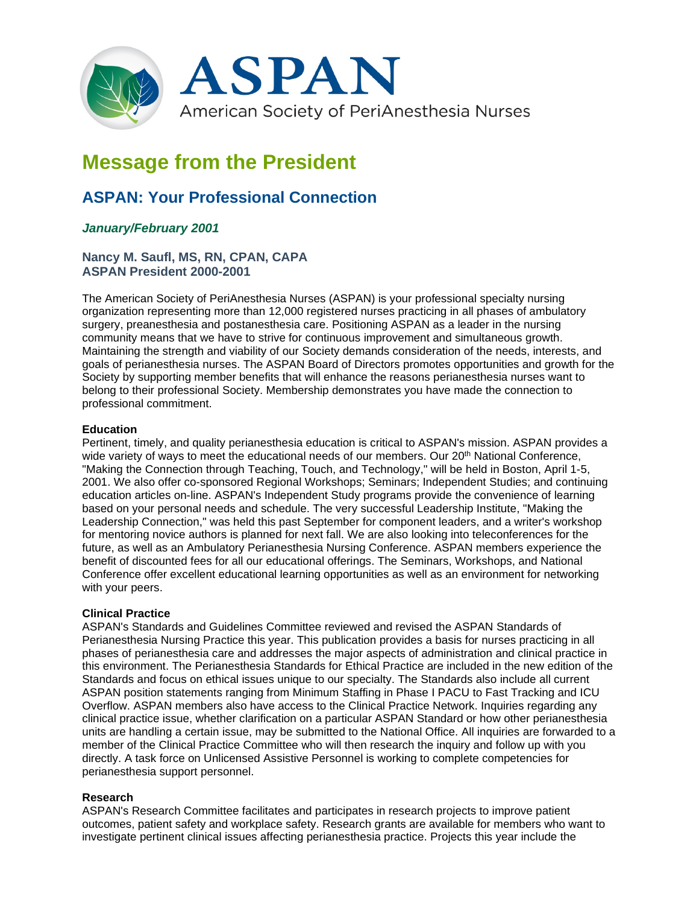# ASPAN

American Society of PeriAnesthesia Nurses

# Message from the President

## ASPAN: Your Professional Connection

### *January/February 2001*

**Nancy M. Saufl, MS, RN, CPAN, CAPA**
**ASPAN President 2000-2001**

The American Society of PeriAnesthesia Nurses (ASPAN) is your professional specialty nursing organization representing more than 12,000 registered nurses practicing in all phases of ambulatory surgery, preanesthesia and postanesthesia care. Positioning ASPAN as a leader in the nursing community means that we have to strive for continuous improvement and simultaneous growth. Maintaining the strength and viability of our Society demands consideration of the needs, interests, and goals of perianesthesia nurses. The ASPAN Board of Directors promotes opportunities and growth for the Society by supporting member benefits that will enhance the reasons perianesthesia nurses want to belong to their professional Society. Membership demonstrates you have made the connection to professional commitment.

**Education**
Pertinent, timely, and quality perianesthesia education is critical to ASPAN's mission. ASPAN provides a wide variety of ways to meet the educational needs of our members. Our 20th National Conference, "Making the Connection through Teaching, Touch, and Technology," will be held in Boston, April 1-5, 2001. We also offer co-sponsored Regional Workshops; Seminars; Independent Studies; and continuing education articles on-line. ASPAN's Independent Study programs provide the convenience of learning based on your personal needs and schedule. The very successful Leadership Institute, "Making the Leadership Connection," was held this past September for component leaders, and a writer's workshop for mentoring novice authors is planned for next fall. We are also looking into teleconferences for the future, as well as an Ambulatory Perianesthesia Nursing Conference. ASPAN members experience the benefit of discounted fees for all our educational offerings. The Seminars, Workshops, and National Conference offer excellent educational learning opportunities as well as an environment for networking with your peers.

**Clinical Practice**
ASPAN's Standards and Guidelines Committee reviewed and revised the ASPAN Standards of Perianesthesia Nursing Practice this year. This publication provides a basis for nurses practicing in all phases of perianesthesia care and addresses the major aspects of administration and clinical practice in this environment. The Perianesthesia Standards for Ethical Practice are included in the new edition of the Standards and focus on ethical issues unique to our specialty. The Standards also include all current ASPAN position statements ranging from Minimum Staffing in Phase I PACU to Fast Tracking and ICU Overflow. ASPAN members also have access to the Clinical Practice Network. Inquiries regarding any clinical practice issue, whether clarification on a particular ASPAN Standard or how other perianesthesia units are handling a certain issue, may be submitted to the National Office. All inquiries are forwarded to a member of the Clinical Practice Committee who will then research the inquiry and follow up with you directly. A task force on Unlicensed Assistive Personnel is working to complete competencies for perianesthesia support personnel.

**Research**
ASPAN's Research Committee facilitates and participates in research projects to improve patient outcomes, patient safety and workplace safety. Research grants are available for members who want to investigate pertinent clinical issues affecting perianesthesia practice. Projects this year include the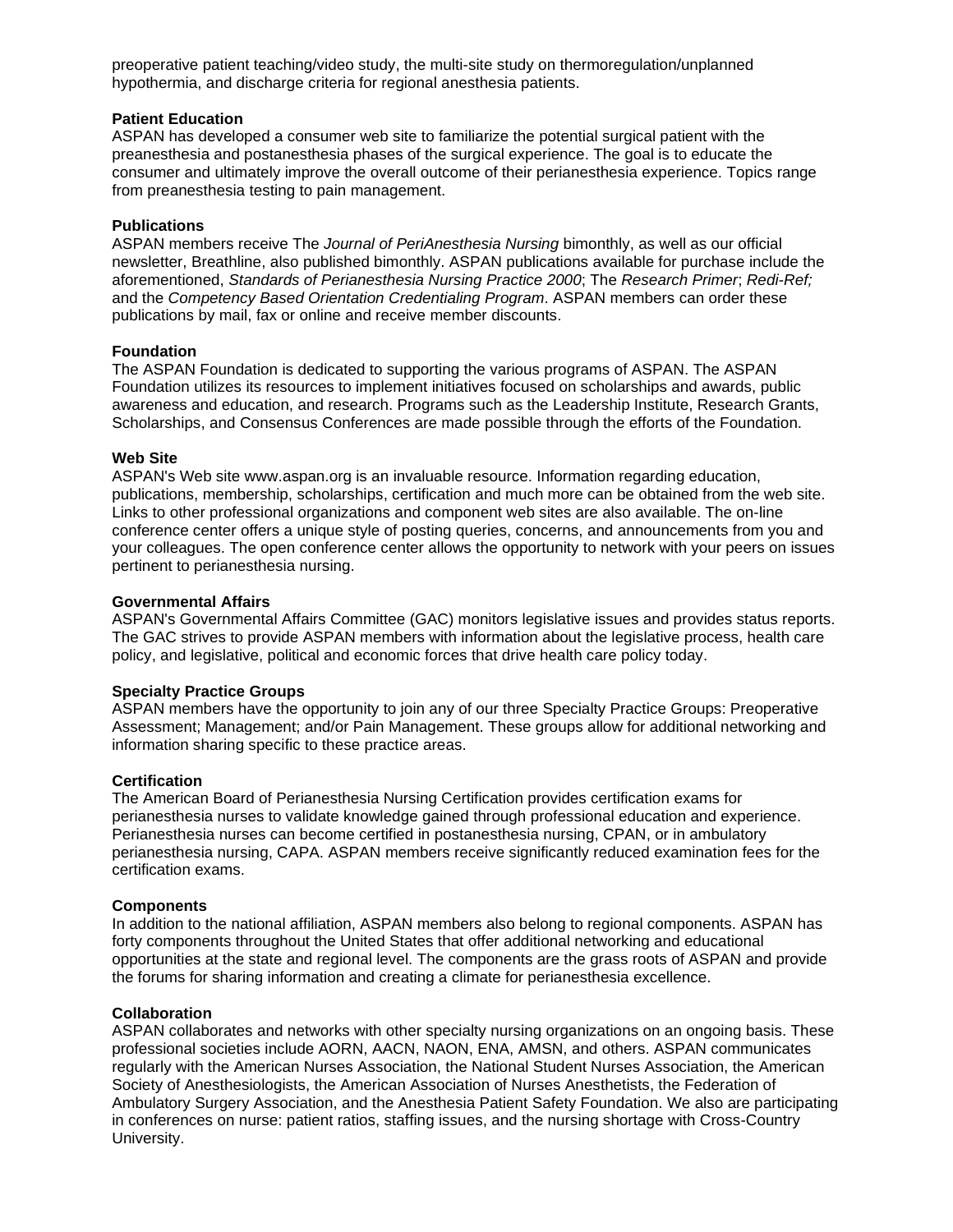preoperative patient teaching/video study, the multi-site study on thermoregulation/unplanned hypothermia, and discharge criteria for regional anesthesia patients.

**Patient Education**
ASPAN has developed a consumer web site to familiarize the potential surgical patient with the preanesthesia and postanesthesia phases of the surgical experience. The goal is to educate the consumer and ultimately improve the overall outcome of their perianesthesia experience. Topics range from preanesthesia testing to pain management.

**Publications**
ASPAN members receive The *Journal of PeriAnesthesia Nursing* bimonthly, as well as our official newsletter, Breathline, also published bimonthly. ASPAN publications available for purchase include the aforementioned, *Standards of Perianesthesia Nursing Practice 2000*; The *Research Primer*; *Redi-Ref;* and the *Competency Based Orientation Credentialing Program*. ASPAN members can order these publications by mail, fax or online and receive member discounts.

**Foundation**
The ASPAN Foundation is dedicated to supporting the various programs of ASPAN. The ASPAN Foundation utilizes its resources to implement initiatives focused on scholarships and awards, public awareness and education, and research. Programs such as the Leadership Institute, Research Grants, Scholarships, and Consensus Conferences are made possible through the efforts of the Foundation.

**Web Site**
ASPAN's Web site www.aspan.org is an invaluable resource. Information regarding education, publications, membership, scholarships, certification and much more can be obtained from the web site. Links to other professional organizations and component web sites are also available. The on-line conference center offers a unique style of posting queries, concerns, and announcements from you and your colleagues. The open conference center allows the opportunity to network with your peers on issues pertinent to perianesthesia nursing.

**Governmental Affairs**
ASPAN's Governmental Affairs Committee (GAC) monitors legislative issues and provides status reports. The GAC strives to provide ASPAN members with information about the legislative process, health care policy, and legislative, political and economic forces that drive health care policy today.

**Specialty Practice Groups**
ASPAN members have the opportunity to join any of our three Specialty Practice Groups: Preoperative Assessment; Management; and/or Pain Management. These groups allow for additional networking and information sharing specific to these practice areas.

**Certification**
The American Board of Perianesthesia Nursing Certification provides certification exams for perianesthesia nurses to validate knowledge gained through professional education and experience. Perianesthesia nurses can become certified in postanesthesia nursing, CPAN, or in ambulatory perianesthesia nursing, CAPA. ASPAN members receive significantly reduced examination fees for the certification exams.

**Components**
In addition to the national affiliation, ASPAN members also belong to regional components. ASPAN has forty components throughout the United States that offer additional networking and educational opportunities at the state and regional level. The components are the grass roots of ASPAN and provide the forums for sharing information and creating a climate for perianesthesia excellence.

**Collaboration**
ASPAN collaborates and networks with other specialty nursing organizations on an ongoing basis. These professional societies include AORN, AACN, NAON, ENA, AMSN, and others. ASPAN communicates regularly with the American Nurses Association, the National Student Nurses Association, the American Society of Anesthesiologists, the American Association of Nurses Anesthetists, the Federation of Ambulatory Surgery Association, and the Anesthesia Patient Safety Foundation. We also are participating in conferences on nurse: patient ratios, staffing issues, and the nursing shortage with Cross-Country University.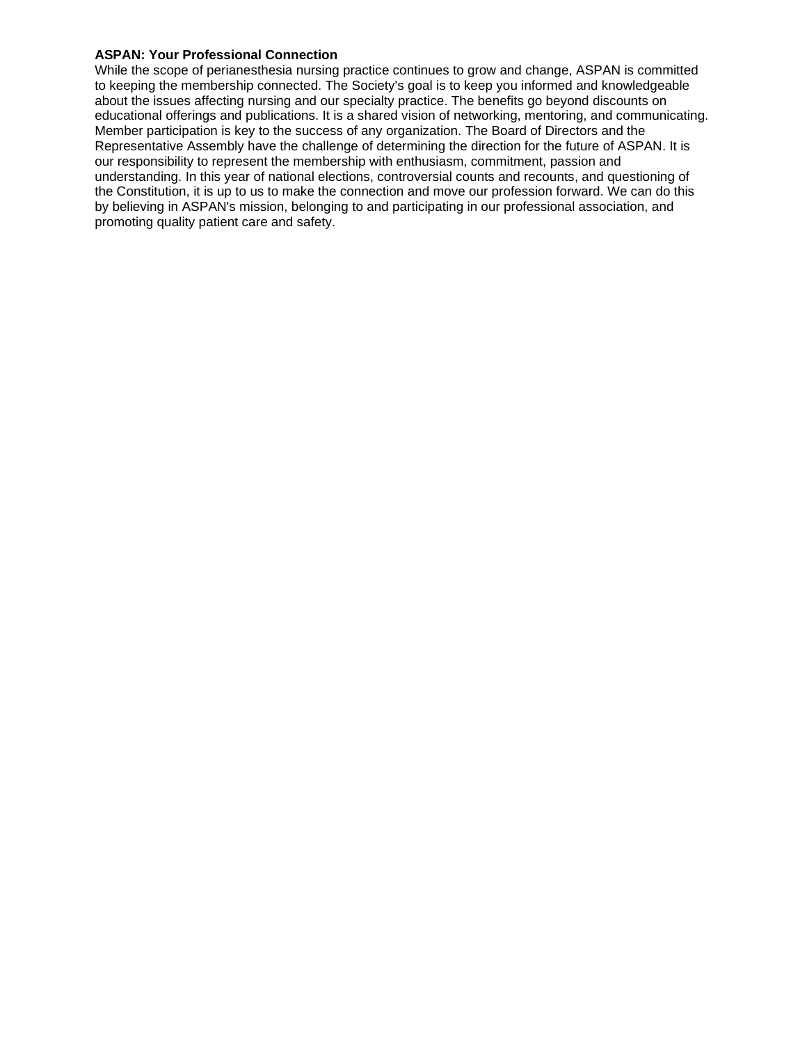**ASPAN: Your Professional Connection**

While the scope of perianesthesia nursing practice continues to grow and change, ASPAN is committed to keeping the membership connected. The Society's goal is to keep you informed and knowledgeable about the issues affecting nursing and our specialty practice. The benefits go beyond discounts on educational offerings and publications. It is a shared vision of networking, mentoring, and communicating. Member participation is key to the success of any organization. The Board of Directors and the Representative Assembly have the challenge of determining the direction for the future of ASPAN. It is our responsibility to represent the membership with enthusiasm, commitment, passion and understanding. In this year of national elections, controversial counts and recounts, and questioning of the Constitution, it is up to us to make the connection and move our profession forward. We can do this by believing in ASPAN's mission, belonging to and participating in our professional association, and promoting quality patient care and safety.